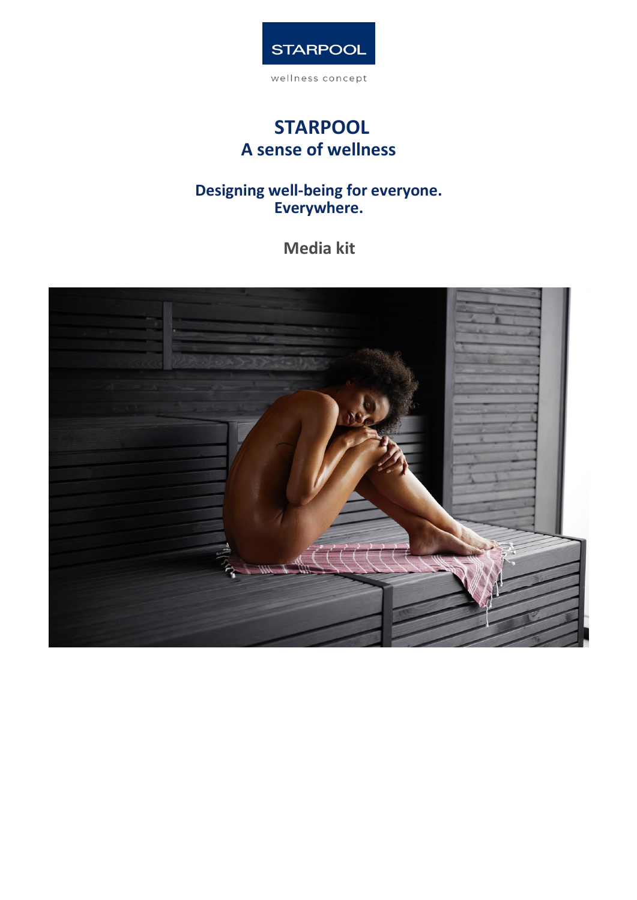STARPOOL

wellness concept

# STARPOOL
# A sense of wellness

## Designing well-being for everyone. Everywhere.

**Media kit**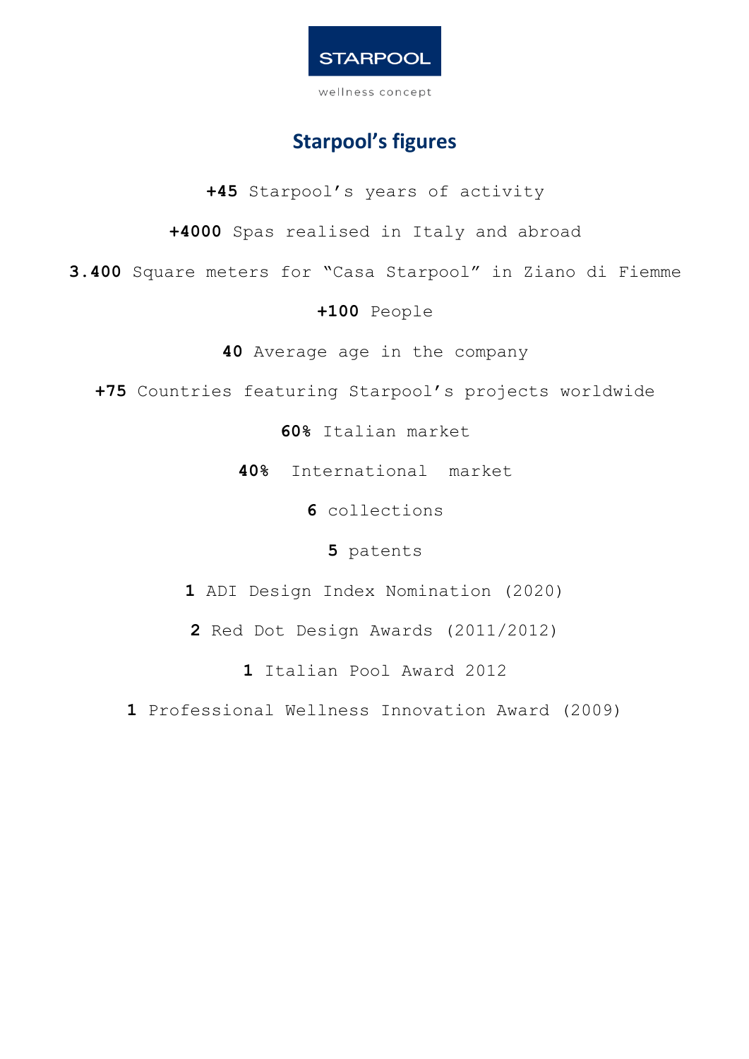STARPOOL

wellness concept

# Starpool's figures

**+45** Starpool's years of activity

**+4000** Spas realised in Italy and abroad

**3.400** Square meters for "Casa Starpool" in Ziano di Fiemme

**+100** People

**40** Average age in the company

**+75** Countries featuring Starpool's projects worldwide

**60%** Italian market

**40%** International market

**6** collections

**5** patents

**1** ADI Design Index Nomination (2020)

**2** Red Dot Design Awards (2011/2012)

**1** Italian Pool Award 2012

**1** Professional Wellness Innovation Award (2009)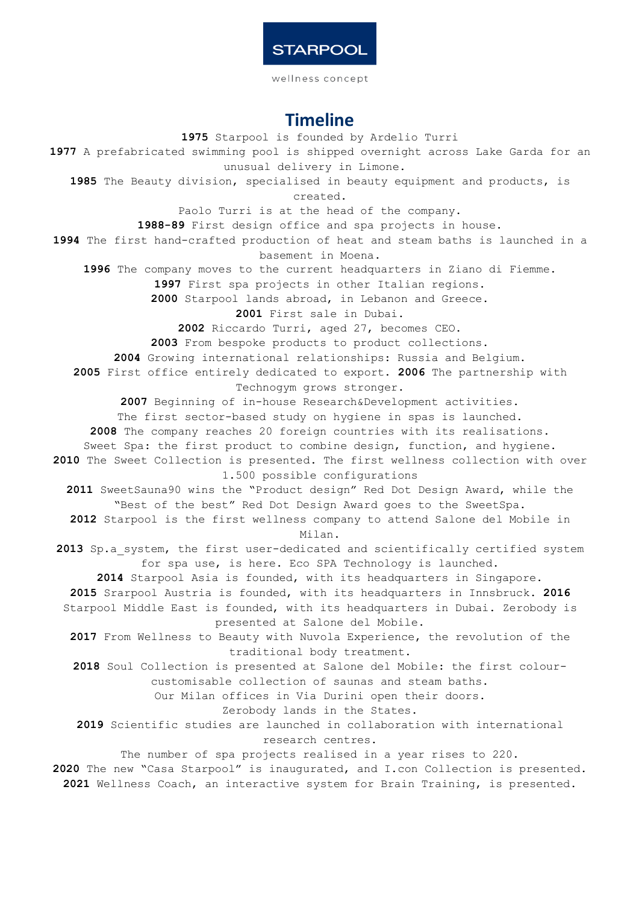STARPOOL

wellness concept

# Timeline

**1975** Starpool is founded by Ardelio Turri

**1977** A prefabricated swimming pool is shipped overnight across Lake Garda for an unusual delivery in Limone.

**1985** The Beauty division, specialised in beauty equipment and products, is created.

Paolo Turri is at the head of the company.

**1988-89** First design office and spa projects in house.

**1994** The first hand-crafted production of heat and steam baths is launched in a basement in Moena.

**1996** The company moves to the current headquarters in Ziano di Fiemme.

**1997** First spa projects in other Italian regions.

**2000** Starpool lands abroad, in Lebanon and Greece.

**2001** First sale in Dubai.

**2002** Riccardo Turri, aged 27, becomes CEO.

**2003** From bespoke products to product collections.

**2004** Growing international relationships: Russia and Belgium.

**2005** First office entirely dedicated to export. **2006** The partnership with Technogym grows stronger.

**2007** Beginning of in-house Research&Development activities.

The first sector-based study on hygiene in spas is launched.

**2008** The company reaches 20 foreign countries with its realisations.

Sweet Spa: the first product to combine design, function, and hygiene.

**2010** The Sweet Collection is presented. The first wellness collection with over 1.500 possible configurations

**2011** SweetSauna90 wins the "Product design" Red Dot Design Award, while the "Best of the best" Red Dot Design Award goes to the SweetSpa.

**2012** Starpool is the first wellness company to attend Salone del Mobile in Milan.

**2013** Sp.a_system, the first user-dedicated and scientifically certified system for spa use, is here. Eco SPA Technology is launched.

**2014** Starpool Asia is founded, with its headquarters in Singapore.

**2015** Srarpool Austria is founded, with its headquarters in Innsbruck. **2016** Starpool Middle East is founded, with its headquarters in Dubai. Zerobody is presented at Salone del Mobile.

**2017** From Wellness to Beauty with Nuvola Experience, the revolution of the traditional body treatment.

**2018** Soul Collection is presented at Salone del Mobile: the first colour-customisable collection of saunas and steam baths.

Our Milan offices in Via Durini open their doors.

Zerobody lands in the States.

**2019** Scientific studies are launched in collaboration with international research centres.

The number of spa projects realised in a year rises to 220.

**2020** The new "Casa Starpool" is inaugurated, and I.con Collection is presented.

**2021** Wellness Coach, an interactive system for Brain Training, is presented.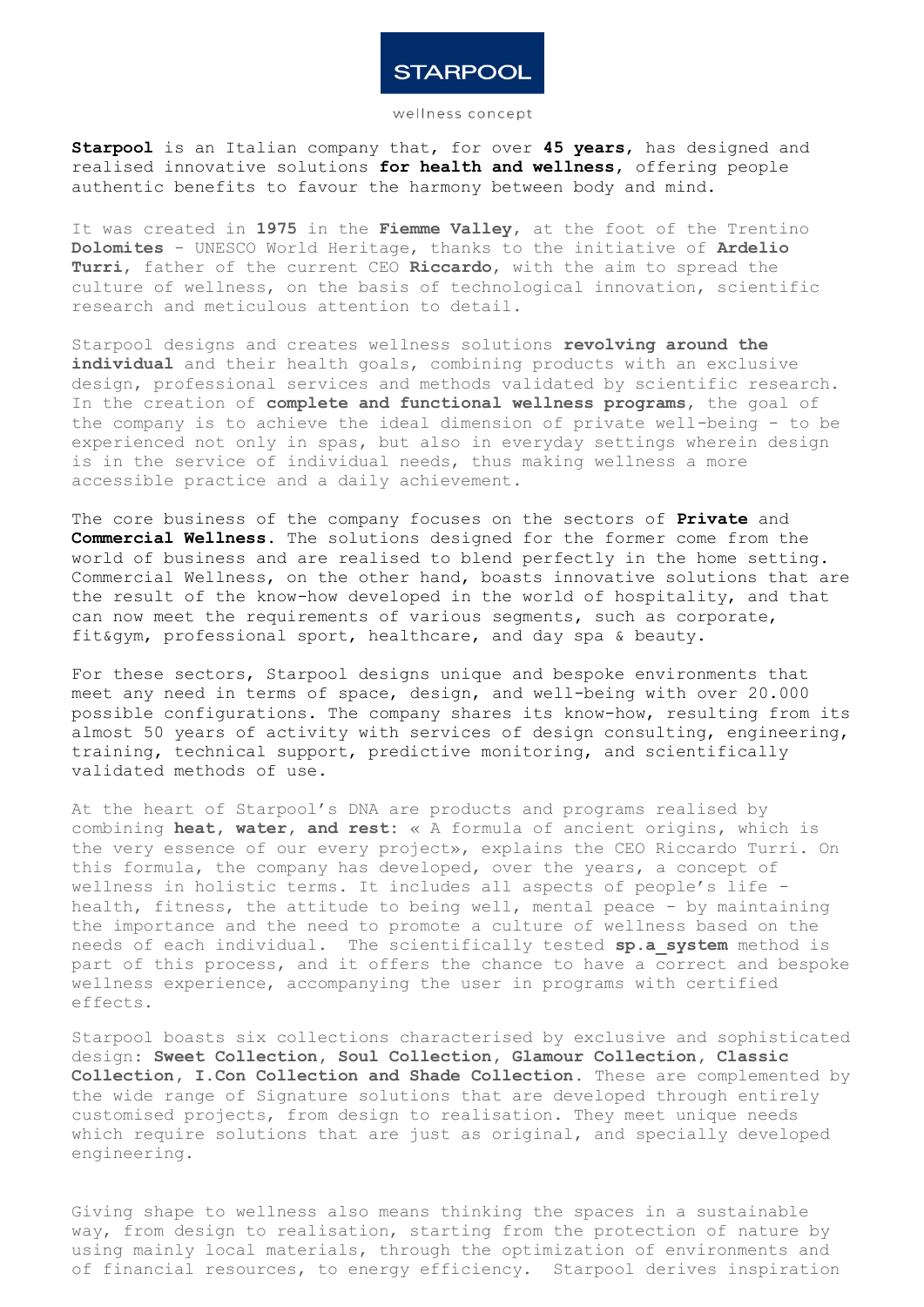**Starpool** is an Italian company that, for over **45 years**, has designed and realised innovative solutions **for health and wellness**, offering people authentic benefits to favour the harmony between body and mind.

It was created in **1975** in the **Fiemme Valley**, at the foot of the Trentino **Dolomites** - UNESCO World Heritage, thanks to the initiative of **Ardelio Turri**, father of the current CEO **Riccardo**, with the aim to spread the culture of wellness, on the basis of technological innovation, scientific research and meticulous attention to detail.

Starpool designs and creates wellness solutions **revolving around the individual** and their health goals, combining products with an exclusive design, professional services and methods validated by scientific research. In the creation of **complete and functional wellness programs**, the goal of the company is to achieve the ideal dimension of private well-being - to be experienced not only in spas, but also in everyday settings wherein design is in the service of individual needs, thus making wellness a more accessible practice and a daily achievement.

The core business of the company focuses on the sectors of **Private** and **Commercial Wellness**. The solutions designed for the former come from the world of business and are realised to blend perfectly in the home setting. Commercial Wellness, on the other hand, boasts innovative solutions that are the result of the know-how developed in the world of hospitality, and that can now meet the requirements of various segments, such as corporate, fit&gym, professional sport, healthcare, and day spa & beauty.

For these sectors, Starpool designs unique and bespoke environments that meet any need in terms of space, design, and well-being with over 20.000 possible configurations. The company shares its know-how, resulting from its almost 50 years of activity with services of design consulting, engineering, training, technical support, predictive monitoring, and scientifically validated methods of use.

At the heart of Starpool's DNA are products and programs realised by combining **heat, water, and rest**: « A formula of ancient origins, which is the very essence of our every project», explains the CEO Riccardo Turri. On this formula, the company has developed, over the years, a concept of wellness in holistic terms. It includes all aspects of people's life - health, fitness, the attitude to being well, mental peace - by maintaining the importance and the need to promote a culture of wellness based on the needs of each individual. The scientifically tested **sp.a_system** method is part of this process, and it offers the chance to have a correct and bespoke wellness experience, accompanying the user in programs with certified effects.

Starpool boasts six collections characterised by exclusive and sophisticated design: **Sweet Collection, Soul Collection, Glamour Collection, Classic Collection, I.Con Collection and Shade Collection.** These are complemented by the wide range of Signature solutions that are developed through entirely customised projects, from design to realisation. They meet unique needs which require solutions that are just as original, and specially developed engineering.

Giving shape to wellness also means thinking the spaces in a sustainable way, from design to realisation, starting from the protection of nature by using mainly local materials, through the optimization of environments and of financial resources, to energy efficiency. Starpool derives inspiration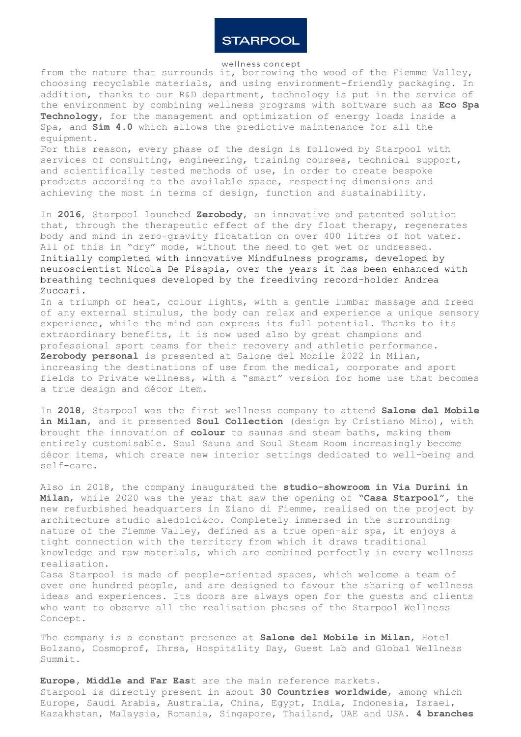from the nature that surrounds it, borrowing the wood of the Fiemme Valley, choosing recyclable materials, and using environment-friendly packaging. In addition, thanks to our R&D department, technology is put in the service of the environment by combining wellness programs with software such as **Eco Spa Technology**, for the management and optimization of energy loads inside a Spa, and **Sim 4.0** which allows the predictive maintenance for all the equipment.
For this reason, every phase of the design is followed by Starpool with services of consulting, engineering, training courses, technical support, and scientifically tested methods of use, in order to create bespoke products according to the available space, respecting dimensions and achieving the most in terms of design, function and sustainability.

In **2016**, Starpool launched **Zerobody**, an innovative and patented solution that, through the therapeutic effect of the dry float therapy, regenerates body and mind in zero-gravity floatation on over 400 litres of hot water. All of this in "dry" mode, without the need to get wet or undressed.
Initially completed with innovative Mindfulness programs, developed by neuroscientist Nicola De Pisapia, over the years it has been enhanced with breathing techniques developed by the freediving record-holder Andrea Zuccari.
In a triumph of heat, colour lights, with a gentle lumbar massage and freed of any external stimulus, the body can relax and experience a unique sensory experience, while the mind can express its full potential. Thanks to its extraordinary benefits, it is now used also by great champions and professional sport teams for their recovery and athletic performance.
**Zerobody personal** is presented at Salone del Mobile 2022 in Milan, increasing the destinations of use from the medical, corporate and sport fields to Private wellness, with a "smart" version for home use that becomes a true design and décor item.

In **2018**, Starpool was the first wellness company to attend **Salone del Mobile in Milan**, and it presented **Soul Collection** (design by Cristiano Mino), with brought the innovation of **colour** to saunas and steam baths, making them entirely customisable. Soul Sauna and Soul Steam Room increasingly become décor items, which create new interior settings dedicated to well-being and self-care.

Also in 2018, the company inaugurated the **studio-showroom in Via Durini in Milan**, while 2020 was the year that saw the opening of "**Casa Starpool**", the new refurbished headquarters in Ziano di Fiemme, realised on the project by architecture studio aledolci&co. Completely immersed in the surrounding nature of the Fiemme Valley, defined as a true open-air spa, it enjoys a tight connection with the territory from which it draws traditional knowledge and raw materials, which are combined perfectly in every wellness realisation.
Casa Starpool is made of people-oriented spaces, which welcome a team of over one hundred people, and are designed to favour the sharing of wellness ideas and experiences. Its doors are always open for the guests and clients who want to observe all the realisation phases of the Starpool Wellness Concept.

The company is a constant presence at **Salone del Mobile in Milan**, Hotel Bolzano, Cosmoprof, Ihrsa, Hospitality Day, Guest Lab and Global Wellness Summit.

**Europe**, **Middle and Far Eas**t are the main reference markets.
Starpool is directly present in about **30 Countries worldwide**, among which Europe, Saudi Arabia, Australia, China, Egypt, India, Indonesia, Israel, Kazakhstan, Malaysia, Romania, Singapore, Thailand, UAE and USA. **4 branches**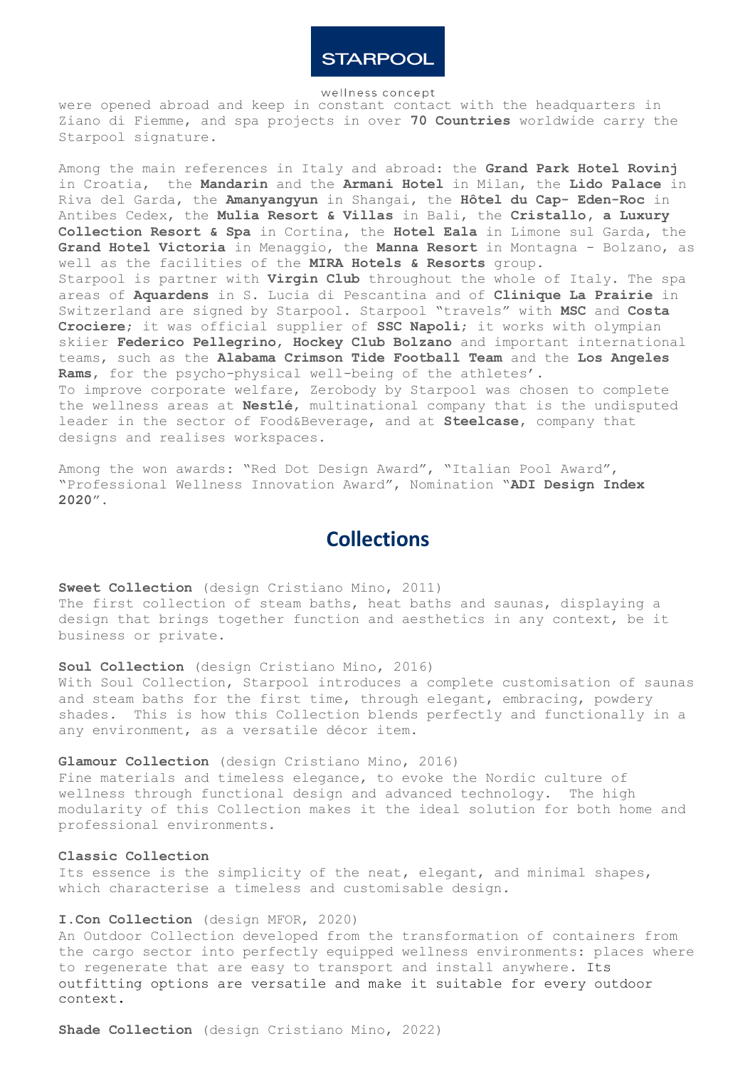were opened abroad and keep in constant contact with the headquarters in Ziano di Fiemme, and spa projects in over **70 Countries** worldwide carry the Starpool signature.

Among the main references in Italy and abroad: the **Grand Park Hotel Rovinj** in Croatia, the **Mandarin** and the **Armani Hotel** in Milan, the **Lido Palace** in Riva del Garda, the **Amanyangyun** in Shangai, the **Hôtel du Cap- Eden-Roc** in Antibes Cedex, the **Mulia Resort & Villas** in Bali, the **Cristallo, a Luxury Collection Resort & Spa** in Cortina, the **Hotel Eala** in Limone sul Garda, the **Grand Hotel Victoria** in Menaggio, the **Manna Resort** in Montagna - Bolzano, as well as the facilities of the **MIRA Hotels & Resorts** group.
Starpool is partner with **Virgin Club** throughout the whole of Italy. The spa areas of **Aquardens** in S. Lucia di Pescantina and of **Clinique La Prairie** in Switzerland are signed by Starpool. Starpool "travels" with **MSC** and **Costa Crociere**; it was official supplier of **SSC Napoli**; it works with olympian skiier **Federico Pellegrino**, **Hockey Club Bolzano** and important international teams, such as the **Alabama Crimson Tide Football Team** and the **Los Angeles Rams**, for the psycho-physical well-being of the athletes'.
To improve corporate welfare, Zerobody by Starpool was chosen to complete the wellness areas at **Nestlé**, multinational company that is the undisputed leader in the sector of Food&Beverage, and at **Steelcase**, company that designs and realises workspaces.

Among the won awards: "Red Dot Design Award", "Italian Pool Award", "Professional Wellness Innovation Award", Nomination "**ADI Design Index 2020**".

## Collections

**Sweet Collection** (design Cristiano Mino, 2011)
The first collection of steam baths, heat baths and saunas, displaying a design that brings together function and aesthetics in any context, be it business or private.

**Soul Collection** (design Cristiano Mino, 2016)
With Soul Collection, Starpool introduces a complete customisation of saunas and steam baths for the first time, through elegant, embracing, powdery shades. This is how this Collection blends perfectly and functionally in a any environment, as a versatile décor item.

**Glamour Collection** (design Cristiano Mino, 2016)
Fine materials and timeless elegance, to evoke the Nordic culture of wellness through functional design and advanced technology. The high modularity of this Collection makes it the ideal solution for both home and professional environments.

**Classic Collection**
Its essence is the simplicity of the neat, elegant, and minimal shapes, which characterise a timeless and customisable design.

**I.Con Collection** (design MFOR, 2020)
An Outdoor Collection developed from the transformation of containers from the cargo sector into perfectly equipped wellness environments: places where to regenerate that are easy to transport and install anywhere. Its outfitting options are versatile and make it suitable for every outdoor context.

**Shade Collection** (design Cristiano Mino, 2022)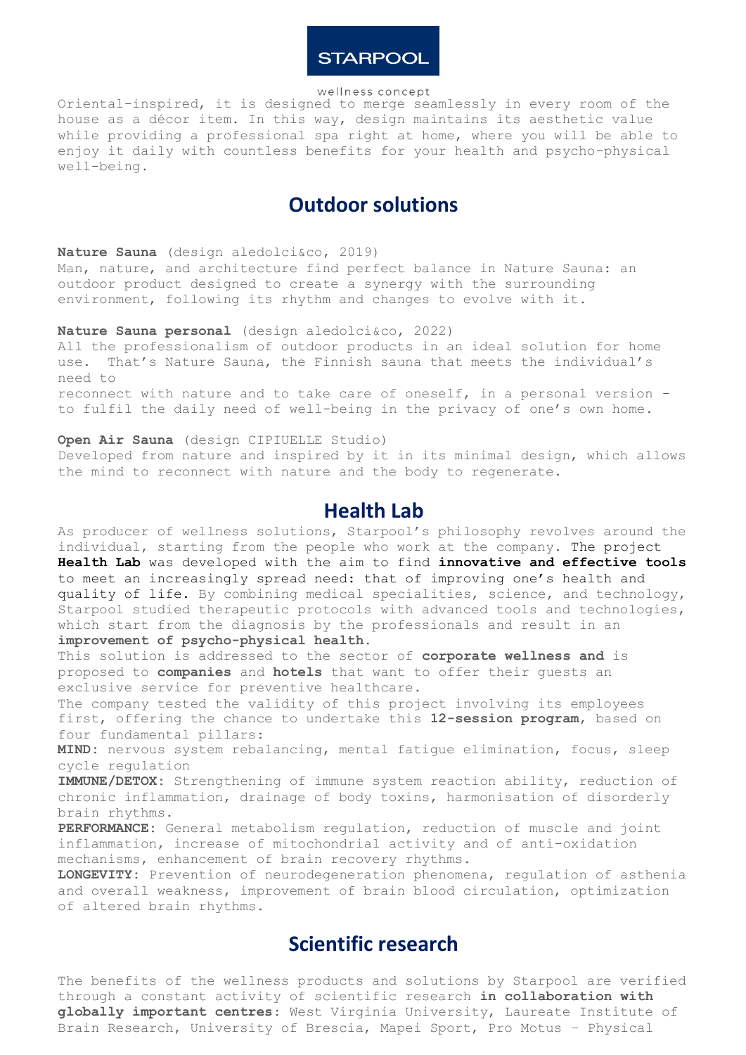Oriental-inspired, it is designed to merge seamlessly in every room of the house as a décor item. In this way, design maintains its aesthetic value while providing a professional spa right at home, where you will be able to enjoy it daily with countless benefits for your health and psycho-physical well-being.

## Outdoor solutions

**Nature Sauna** (design aledolci&co, 2019)
Man, nature, and architecture find perfect balance in Nature Sauna: an outdoor product designed to create a synergy with the surrounding environment, following its rhythm and changes to evolve with it.

**Nature Sauna personal** (design aledolci&co, 2022)
All the professionalism of outdoor products in an ideal solution for home use. That's Nature Sauna, the Finnish sauna that meets the individual's need to reconnect with nature and to take care of oneself, in a personal version - to fulfil the daily need of well-being in the privacy of one's own home.

**Open Air Sauna** (design CIPIUELLE Studio)
Developed from nature and inspired by it in its minimal design, which allows the mind to reconnect with nature and the body to regenerate.

## Health Lab

As producer of wellness solutions, Starpool's philosophy revolves around the individual, starting from the people who work at the company. The project **Health Lab** was developed with the aim to find **innovative and effective tools** to meet an increasingly spread need: that of improving one's health and quality of life. By combining medical specialities, science, and technology, Starpool studied therapeutic protocols with advanced tools and technologies, which start from the diagnosis by the professionals and result in an **improvement of psycho-physical health**.
This solution is addressed to the sector of **corporate wellness and** is proposed to **companies** and **hotels** that want to offer their guests an exclusive service for preventive healthcare.
The company tested the validity of this project involving its employees first, offering the chance to undertake this **12-session program**, based on four fundamental pillars:
**MIND**: nervous system rebalancing, mental fatigue elimination, focus, sleep cycle regulation
**IMMUNE/DETOX**: Strengthening of immune system reaction ability, reduction of chronic inflammation, drainage of body toxins, harmonisation of disorderly brain rhythms.
**PERFORMANCE**: General metabolism regulation, reduction of muscle and joint inflammation, increase of mitochondrial activity and of anti-oxidation mechanisms, enhancement of brain recovery rhythms.
**LONGEVITY**: Prevention of neurodegeneration phenomena, regulation of asthenia and overall weakness, improvement of brain blood circulation, optimization of altered brain rhythms.

## Scientific research

The benefits of the wellness products and solutions by Starpool are verified through a constant activity of scientific research **in collaboration with globally important centres**: West Virginia University, Laureate Institute of Brain Research, University of Brescia, Mapei Sport, Pro Motus - Physical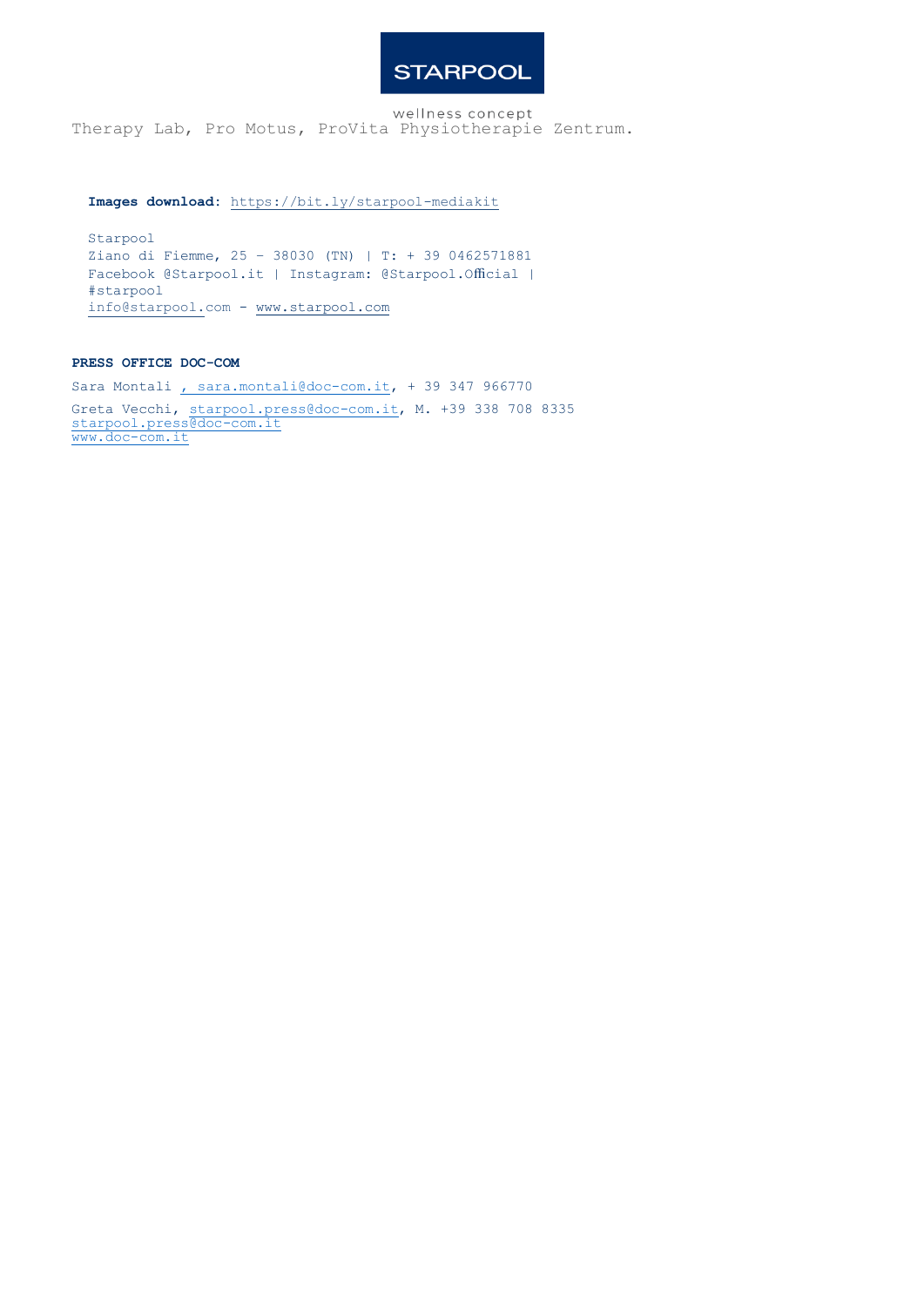Therapy Lab, Pro Motus, ProVita Physiotherapie Zentrum.

**Images download:** https://bit.ly/starpool-mediakit

Starpool
Ziano di Fiemme, 25 – 38030 (TN) | T: + 39 0462571881
Facebook @Starpool.it | Instagram: @Starpool.Official | #starpool
info@starpool.com - www.starpool.com

**PRESS OFFICE DOC-COM**

Sara Montali , sara.montali@doc-com.it, + 39 347 966770

Greta Vecchi, starpool.press@doc-com.it, M. +39 338 708 8335
starpool.press@doc-com.it
www.doc-com.it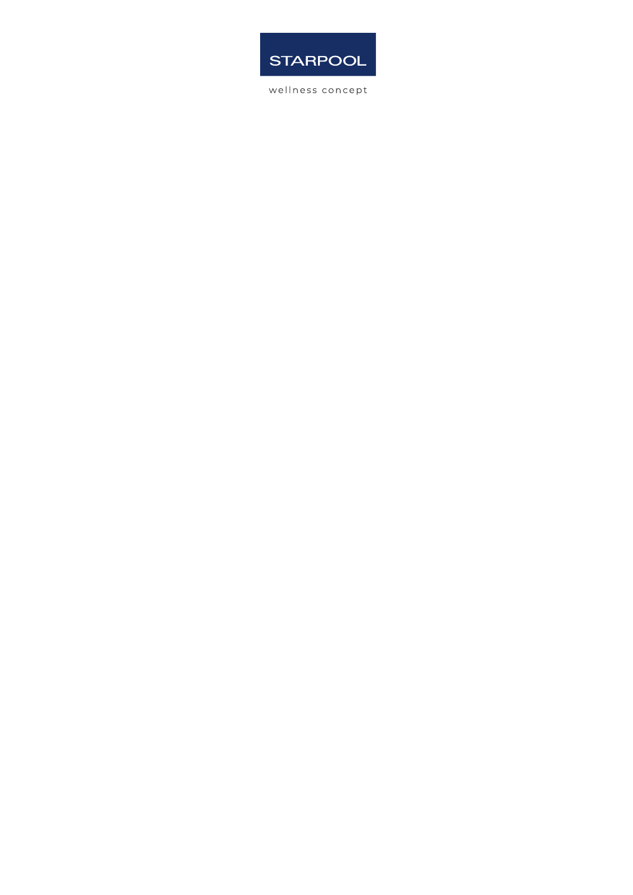STARPOOL

wellness concept